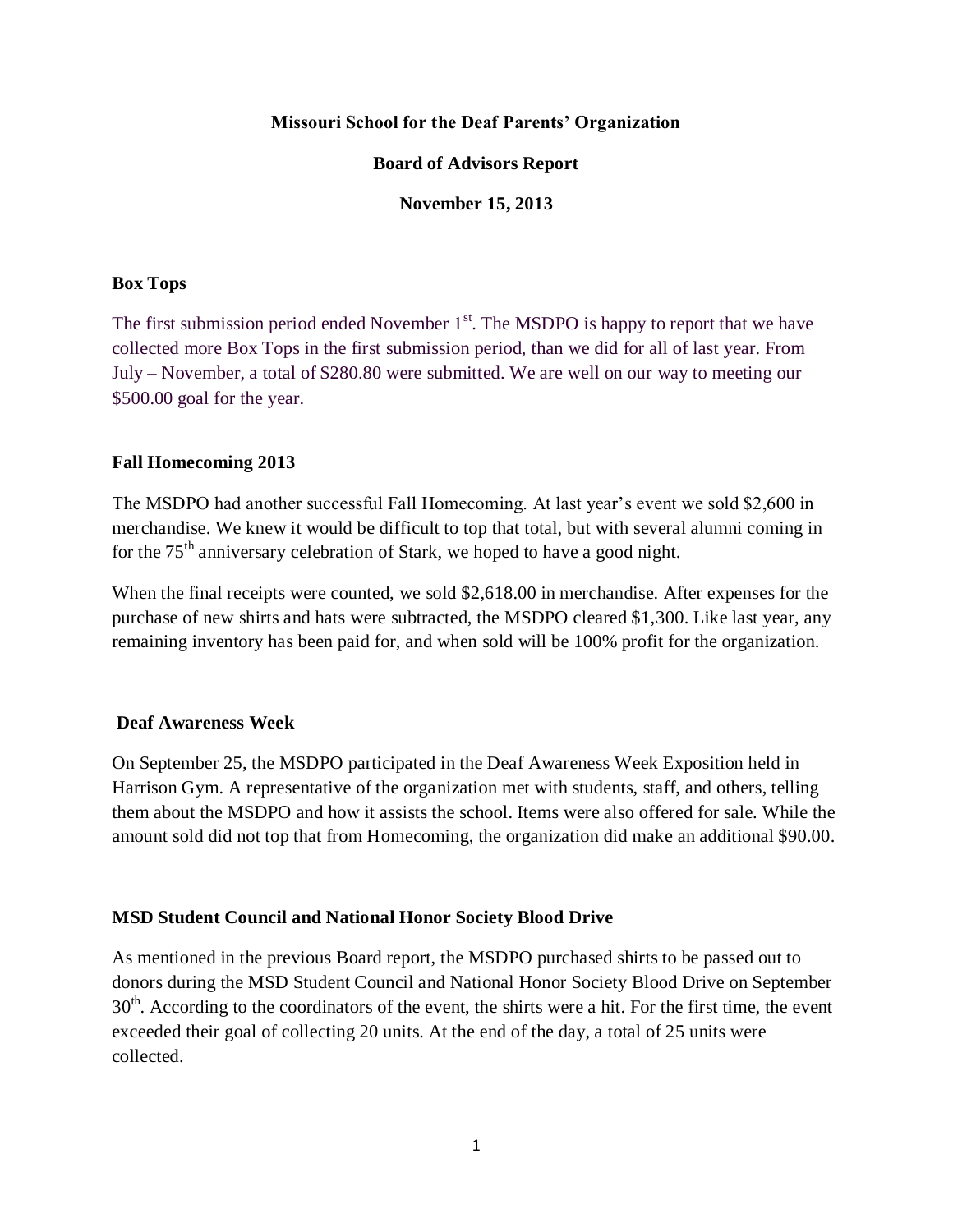**Missouri School for the Deaf Parents' Organization**

**Board of Advisors Report**

**November 15, 2013**

## Box Tops

The first submission period ended November 1st. The MSDPO is happy to report that we have collected more Box Tops in the first submission period, than we did for all of last year. From July – November, a total of $280.80 were submitted. We are well on our way to meeting our $500.00 goal for the year.

## Fall Homecoming 2013

The MSDPO had another successful Fall Homecoming. At last year's event we sold $2,600 in merchandise. We knew it would be difficult to top that total, but with several alumni coming in for the 75th anniversary celebration of Stark, we hoped to have a good night.

When the final receipts were counted, we sold $2,618.00 in merchandise. After expenses for the purchase of new shirts and hats were subtracted, the MSDPO cleared $1,300. Like last year, any remaining inventory has been paid for, and when sold will be 100% profit for the organization.

## Deaf Awareness Week

On September 25, the MSDPO participated in the Deaf Awareness Week Exposition held in Harrison Gym. A representative of the organization met with students, staff, and others, telling them about the MSDPO and how it assists the school. Items were also offered for sale. While the amount sold did not top that from Homecoming, the organization did make an additional $90.00.

## MSD Student Council and National Honor Society Blood Drive

As mentioned in the previous Board report, the MSDPO purchased shirts to be passed out to donors during the MSD Student Council and National Honor Society Blood Drive on September 30th. According to the coordinators of the event, the shirts were a hit. For the first time, the event exceeded their goal of collecting 20 units. At the end of the day, a total of 25 units were collected.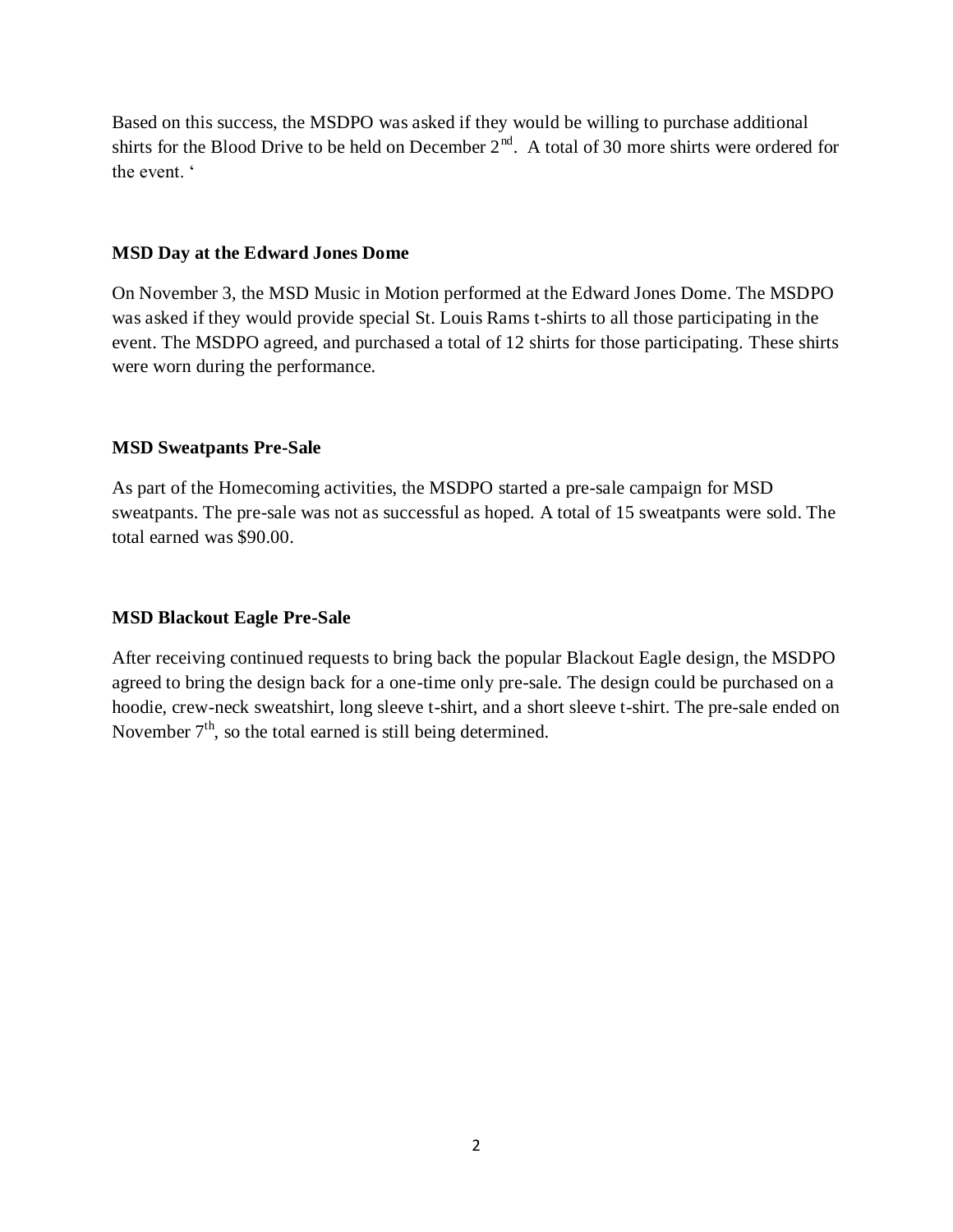Based on this success, the MSDPO was asked if they would be willing to purchase additional shirts for the Blood Drive to be held on December 2nd. A total of 30 more shirts were ordered for the event. '

**MSD Day at the Edward Jones Dome**

On November 3, the MSD Music in Motion performed at the Edward Jones Dome. The MSDPO was asked if they would provide special St. Louis Rams t-shirts to all those participating in the event. The MSDPO agreed, and purchased a total of 12 shirts for those participating. These shirts were worn during the performance.

**MSD Sweatpants Pre-Sale**

As part of the Homecoming activities, the MSDPO started a pre-sale campaign for MSD sweatpants. The pre-sale was not as successful as hoped. A total of 15 sweatpants were sold. The total earned was $90.00.

**MSD Blackout Eagle Pre-Sale**

After receiving continued requests to bring back the popular Blackout Eagle design, the MSDPO agreed to bring the design back for a one-time only pre-sale. The design could be purchased on a hoodie, crew-neck sweatshirt, long sleeve t-shirt, and a short sleeve t-shirt. The pre-sale ended on November 7th, so the total earned is still being determined.